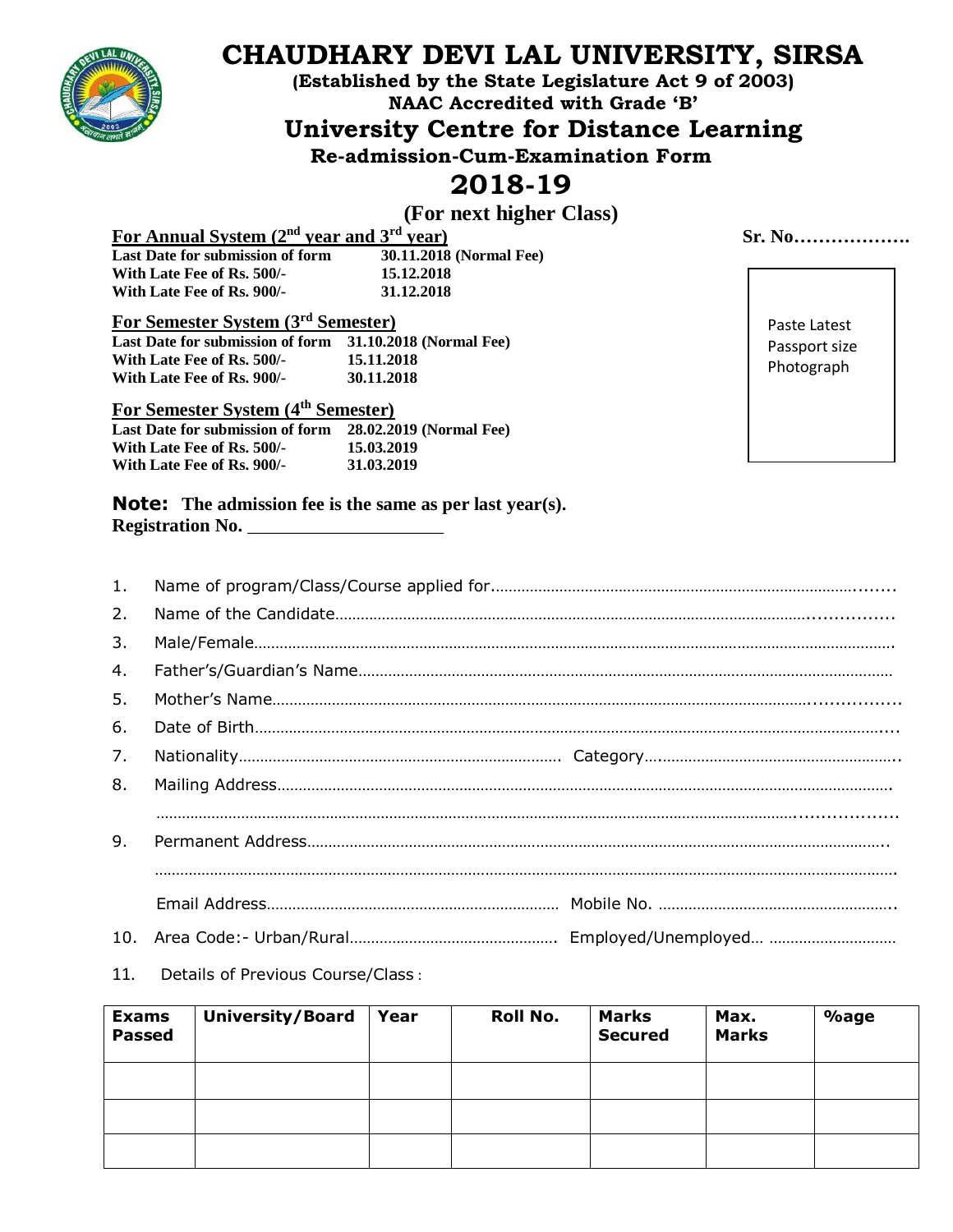# CHAUDHARY DEVI LAL UNIVERSITY, SIRSA

**(Established by the State Legislature Act 9 of 2003)**
**NAAC Accredited with Grade 'B'**

## University Centre for Distance Learning

### Re-admission-Cum-Examination Form

## 2018-19

**(For next higher Class)**

**Sr. No……………….**

Paste Latest Passport size Photograph

**For Annual System (2nd year and 3rd year)**

| | |
|---|---|
| **Last Date for submission of form** | **30.11.2018 (Normal Fee)** |
| **With Late Fee of Rs. 500/-** | **15.12.2018** |
| **With Late Fee of Rs. 900/-** | **31.12.2018** |

**For Semester System (3rd Semester)**

| | |
|---|---|
| **Last Date for submission of form** | **31.10.2018 (Normal Fee)** |
| **With Late Fee of Rs. 500/-** | **15.11.2018** |
| **With Late Fee of Rs. 900/-** | **30.11.2018** |

**For Semester System (4th Semester)**

| | |
|---|---|
| **Last Date for submission of form** | **28.02.2019 (Normal Fee)** |
| **With Late Fee of Rs. 500/-** | **15.03.2019** |
| **With Late Fee of Rs. 900/-** | **31.03.2019** |

**Note: The admission fee is the same as per last year(s).**
**Registration No. ____________________**

1. Name of program/Class/Course applied for…………………………………………………………………………….......
2. Name of the Candidate……………………………………………………………………………………………...............
3. Male/Female…………………………………………………………………………………………………………………….
4. Father's/Guardian's Name……………………………………………………………………………………………………
5. Mother's Name……………………………………………………………………………………………………...............
6. Date of Birth…………………………………………………………………………………………………………………....
7. Nationality………………………………………………………………… Category…………………………………………………..
8. Mailing Address……………………………………………………………………………………………………………………….

   ………………………………………………………………………………………………………………………………...................
9. Permanent Address……………………………………………………………………………………………………………..

   ……………………………………………………………………………………………………………………………………………….

   Email Address…………………………………………………………… Mobile No. ………………………………………………..
10. Area Code:- Urban/Rural…………………………………………. Employed/Unemployed… ………………………….
11. Details of Previous Course/Class :

| Exams Passed | University/Board | Year | Roll No. | Marks Secured | Max. Marks | %age |
|---|---|---|---|---|---|---|
| | | | | | | |
| | | | | | | |
| | | | | | | |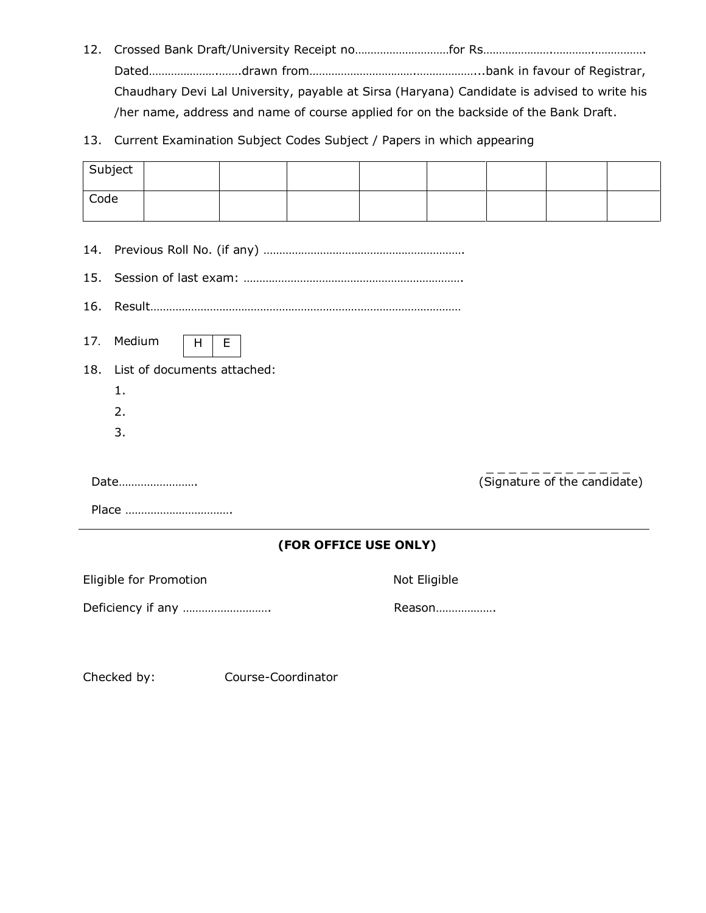12. Crossed Bank Draft/University Receipt no…………………………for Rs………………..………..……………. Dated……………….……drawn from……………………………..………………...bank in favour of Registrar, Chaudhary Devi Lal University, payable at Sirsa (Haryana) Candidate is advised to write his /her name, address and name of course applied for on the backside of the Bank Draft.

13. Current Examination Subject Codes Subject / Papers in which appearing

| Subject | | | | | | | |
|---|---|---|---|---|---|---|---|
| Code | | | | | | | |

14. Previous Roll No. (if any) ……………………………………………………….

15. Session of last exam: …………………………………………………………….

16. Result……………………………………………………………………………………

17. Medium

| H | E |
|---|---|

18. List of documents attached:
    1.
    2.
    3.

Date…………………….

_ _ _ _ _ _ _ _ _ _ _ _ _
(Signature of the candidate)

Place …………………………….

---

**(FOR OFFICE USE ONLY)**

Eligible for Promotion

Not Eligible

Deficiency if any ……………………….

Reason……………….

Checked by: Course-Coordinator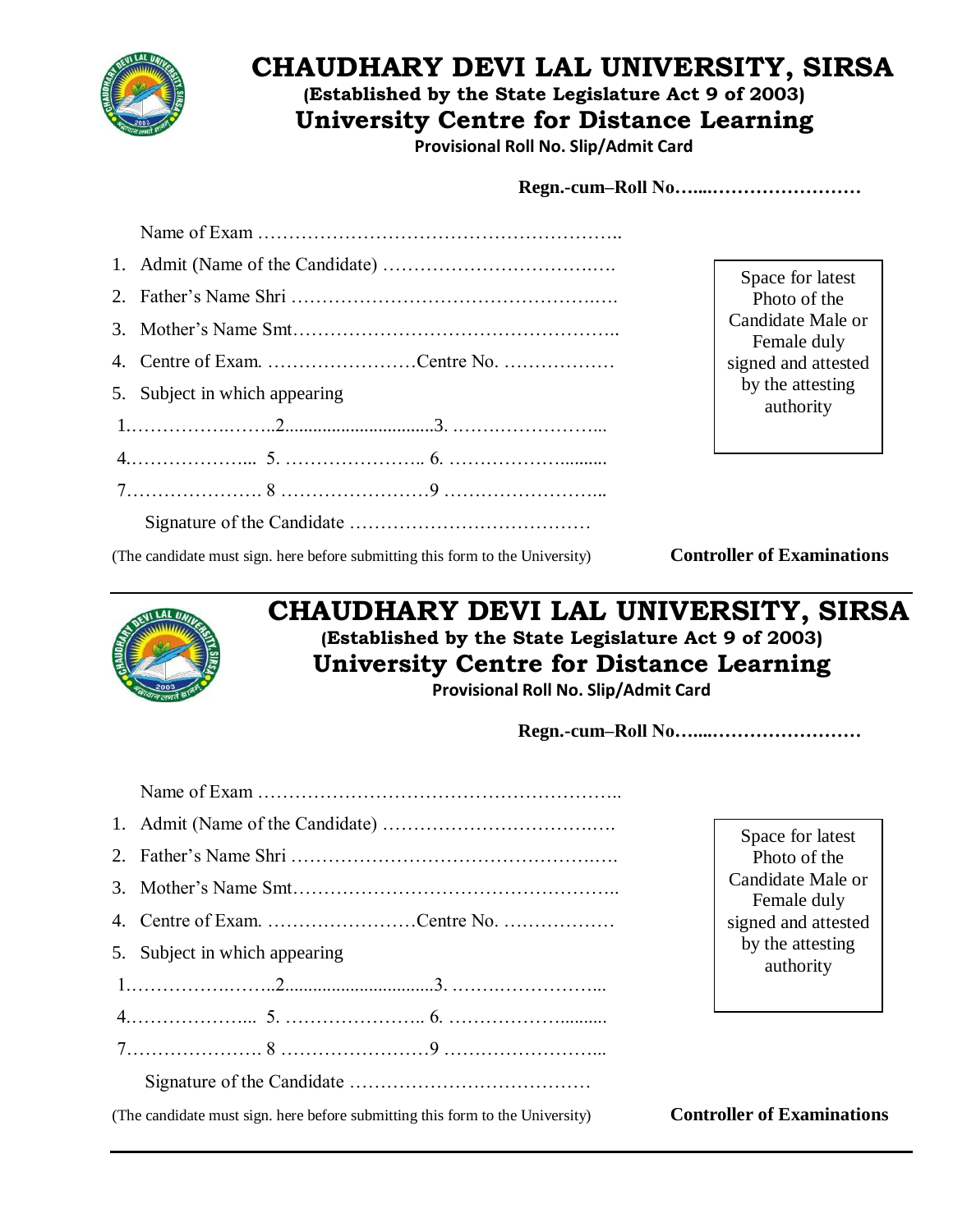# CHAUDHARY DEVI LAL UNIVERSITY, SIRSA

**(Established by the State Legislature Act 9 of 2003)**

## University Centre for Distance Learning

**Provisional Roll No. Slip/Admit Card**

**Regn.-cum–Roll No…....……………………**

Name of Exam …………………………………………………..

1. Admit (Name of the Candidate) ……………………………….
2. Father's Name Shri ………………………………………….….
3. Mother's Name Smt……………………………………………..
4. Centre of Exam. ……………………Centre No. ………………
5. Subject in which appearing

1.………………..…..2...............................3. ……………………...

4.………………... 5. ………………….. 6. ……………….........

7…………………. 8 ……………………9 ……………………...

Signature of the Candidate …………………………………

(The candidate must sign. here before submitting this form to the University)

Space for latest Photo of the Candidate Male or Female duly signed and attested by the attesting authority

**Controller of Examinations**

---

# CHAUDHARY DEVI LAL UNIVERSITY, SIRSA

**(Established by the State Legislature Act 9 of 2003)**

## University Centre for Distance Learning

**Provisional Roll No. Slip/Admit Card**

**Regn.-cum–Roll No…....……………………**

Name of Exam …………………………………………………..

1. Admit (Name of the Candidate) ……………………………….
2. Father's Name Shri ………………………………………….….
3. Mother's Name Smt……………………………………………..
4. Centre of Exam. ……………………Centre No. ………………
5. Subject in which appearing

1.………………..…..2...............................3. ……………………...

4.………………... 5. ………………….. 6. ……………….........

7…………………. 8 ……………………9 ……………………...

Signature of the Candidate …………………………………

(The candidate must sign. here before submitting this form to the University)

Space for latest Photo of the Candidate Male or Female duly signed and attested by the attesting authority

**Controller of Examinations**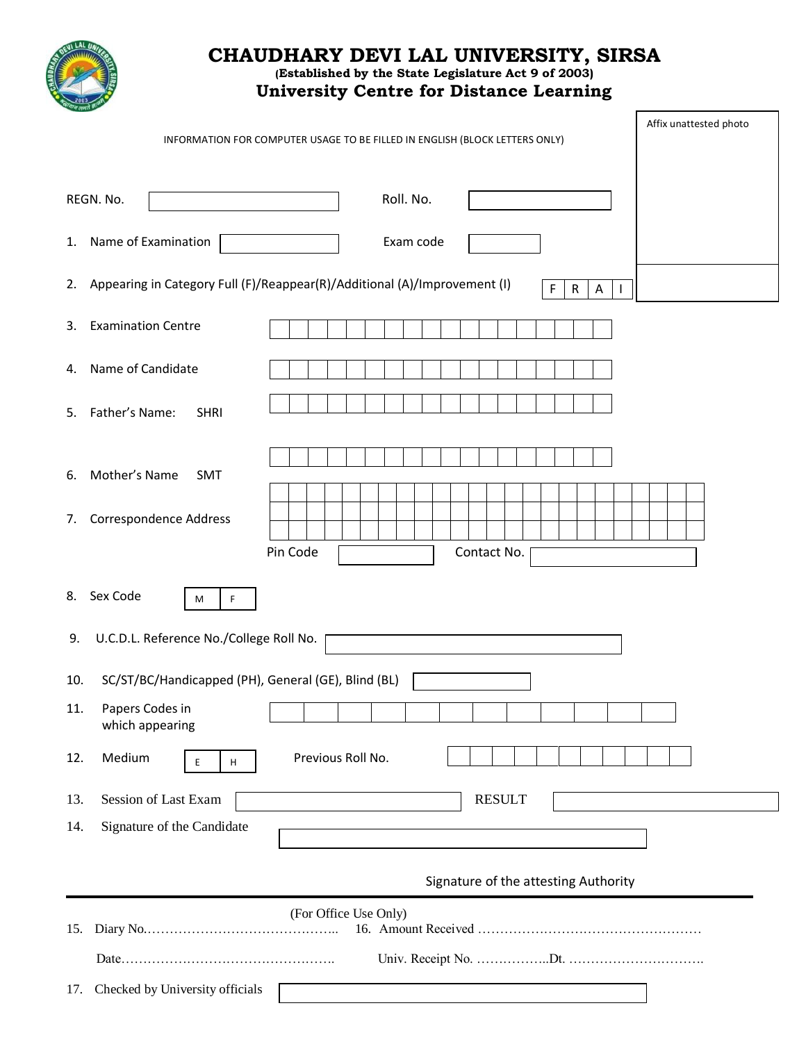# CHAUDHARY DEVI LAL UNIVERSITY, SIRSA

**(Established by the State Legislature Act 9 of 2003)**

## University Centre for Distance Learning

INFORMATION FOR COMPUTER USAGE TO BE FILLED IN ENGLISH (BLOCK LETTERS ONLY)

Affix unattested photo

REGN. No. ____________ Roll. No. ____________

1. Name of Examination ____________ Exam code ________

2. Appearing in Category Full (F)/Reappear(R)/Additional (A)/Improvement (I) | F | R | A | I |

3. Examination Centre

4. Name of Candidate

5. Father's Name: SHRI

6. Mother's Name SMT

7. Correspondence Address

   Pin Code ________ Contact No. ____________

8. Sex Code | M | F |

9. U.C.D.L. Reference No./College Roll No. ____________

10. SC/ST/BC/Handicapped (PH), General (GE), Blind (BL) ________

11. Papers Codes in which appearing

12. Medium | E | H | Previous Roll No.

13. Session of Last Exam ____________ RESULT ____________

14. Signature of the Candidate ____________

Signature of the attesting Authority

---

(For Office Use Only)

15. Diary No.…………………………………….. 16. Amount Received ……………………………………………

    Date…………………………………………. Univ. Receipt No. ……………..Dt. ………………………….

17. Checked by University officials ____________